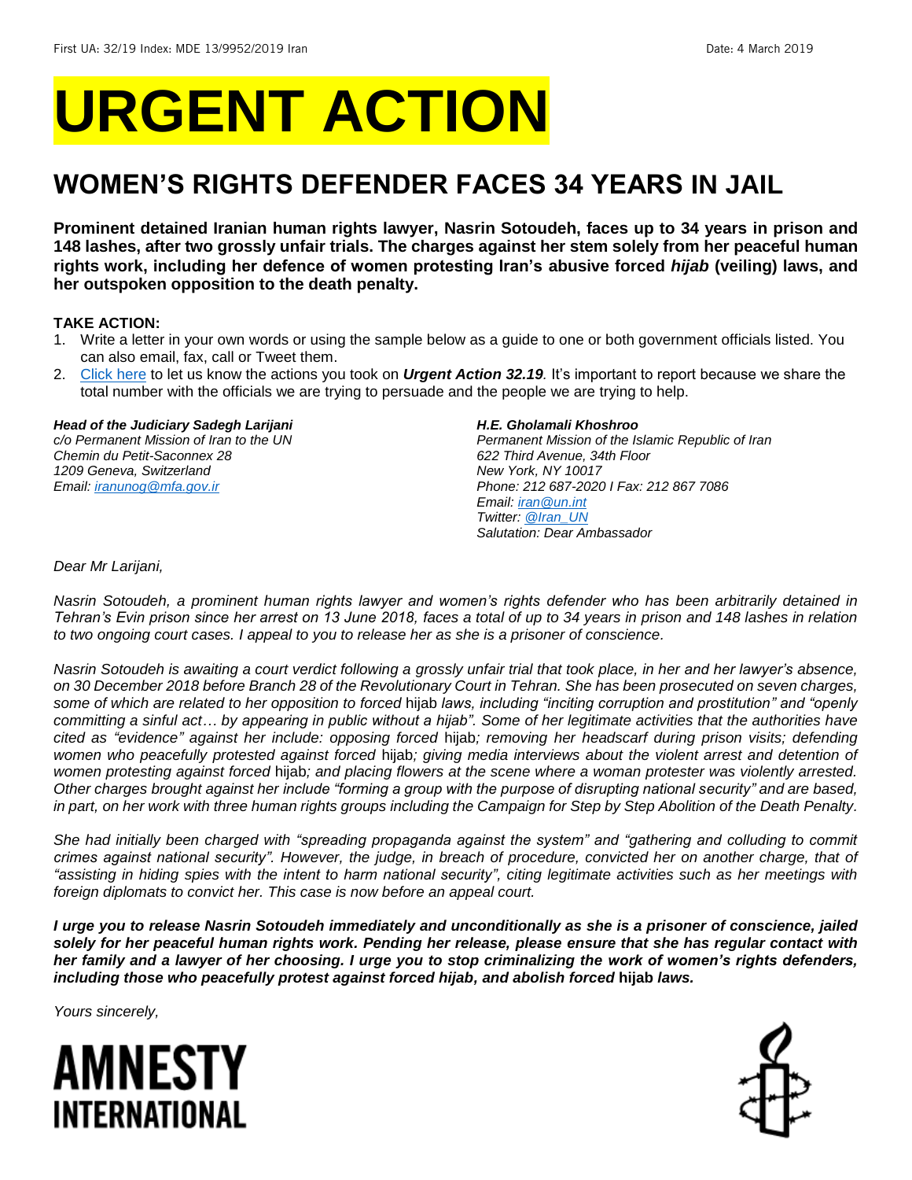First UA: 32/19 Index: MDE 13/9952/2019 Iran Date: 4 March 2019

# URGENT ACTION

## WOMEN'S RIGHTS DEFENDER FACES 34 YEARS IN JAIL

**Prominent detained Iranian human rights lawyer, Nasrin Sotoudeh, faces up to 34 years in prison and 148 lashes, after two grossly unfair trials. The charges against her stem solely from her peaceful human rights work, including her defence of women protesting Iran's abusive forced *hijab* (veiling) laws, and her outspoken opposition to the death penalty.**

**TAKE ACTION:**

1. Write a letter in your own words or using the sample below as a guide to one or both government officials listed. You can also email, fax, call or Tweet them.
2. Click here to let us know the actions you took on ***Urgent Action 32.19***. It's important to report because we share the total number with the officials we are trying to persuade and the people we are trying to help.

***Head of the Judiciary Sadegh Larijani***
*c/o Permanent Mission of Iran to the UN*
*Chemin du Petit-Saconnex 28*
*1209 Geneva, Switzerland*
*Email: iranunog@mfa.gov.ir*

***H.E. Gholamali Khoshroo***
*Permanent Mission of the Islamic Republic of Iran*
*622 Third Avenue, 34th Floor*
*New York, NY 10017*
*Phone: 212 687-2020 I Fax: 212 867 7086*
*Email: iran@un.int*
*Twitter: @Iran_UN*
*Salutation: Dear Ambassador*

*Dear Mr Larijani,*

*Nasrin Sotoudeh, a prominent human rights lawyer and women's rights defender who has been arbitrarily detained in Tehran's Evin prison since her arrest on 13 June 2018, faces a total of up to 34 years in prison and 148 lashes in relation to two ongoing court cases. I appeal to you to release her as she is a prisoner of conscience.*

*Nasrin Sotoudeh is awaiting a court verdict following a grossly unfair trial that took place, in her and her lawyer's absence, on 30 December 2018 before Branch 28 of the Revolutionary Court in Tehran. She has been prosecuted on seven charges, some of which are related to her opposition to forced* hijab *laws, including "inciting corruption and prostitution" and "openly committing a sinful act… by appearing in public without a hijab". Some of her legitimate activities that the authorities have cited as "evidence" against her include: opposing forced* hijab*; removing her headscarf during prison visits; defending women who peacefully protested against forced* hijab*; giving media interviews about the violent arrest and detention of women protesting against forced* hijab*; and placing flowers at the scene where a woman protester was violently arrested. Other charges brought against her include "forming a group with the purpose of disrupting national security" and are based, in part, on her work with three human rights groups including the Campaign for Step by Step Abolition of the Death Penalty.*

*She had initially been charged with "spreading propaganda against the system" and "gathering and colluding to commit crimes against national security". However, the judge, in breach of procedure, convicted her on another charge, that of "assisting in hiding spies with the intent to harm national security", citing legitimate activities such as her meetings with foreign diplomats to convict her. This case is now before an appeal court.*

***I urge you to release Nasrin Sotoudeh immediately and unconditionally as she is a prisoner of conscience, jailed solely for her peaceful human rights work. Pending her release, please ensure that she has regular contact with her family and a lawyer of her choosing. I urge you to stop criminalizing the work of women's rights defenders, including those who peacefully protest against forced hijab, and abolish forced* hijab *laws.***

*Yours sincerely,*

AMNESTY INTERNATIONAL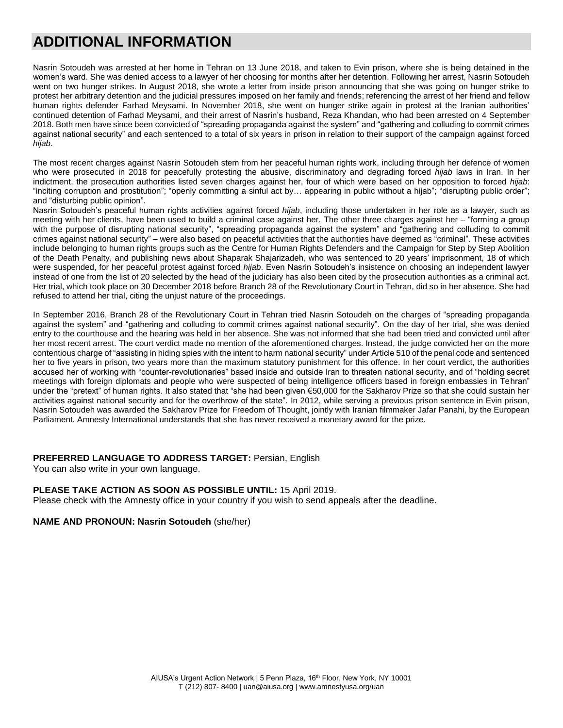# ADDITIONAL INFORMATION

Nasrin Sotoudeh was arrested at her home in Tehran on 13 June 2018, and taken to Evin prison, where she is being detained in the women's ward. She was denied access to a lawyer of her choosing for months after her detention. Following her arrest, Nasrin Sotoudeh went on two hunger strikes. In August 2018, she wrote a letter from inside prison announcing that she was going on hunger strike to protest her arbitrary detention and the judicial pressures imposed on her family and friends; referencing the arrest of her friend and fellow human rights defender Farhad Meysami. In November 2018, she went on hunger strike again in protest at the Iranian authorities' continued detention of Farhad Meysami, and their arrest of Nasrin's husband, Reza Khandan, who had been arrested on 4 September 2018. Both men have since been convicted of "spreading propaganda against the system" and "gathering and colluding to commit crimes against national security" and each sentenced to a total of six years in prison in relation to their support of the campaign against forced *hijab*.

The most recent charges against Nasrin Sotoudeh stem from her peaceful human rights work, including through her defence of women who were prosecuted in 2018 for peacefully protesting the abusive, discriminatory and degrading forced *hijab* laws in Iran. In her indictment, the prosecution authorities listed seven charges against her, four of which were based on her opposition to forced *hijab*: "inciting corruption and prostitution"; "openly committing a sinful act by… appearing in public without a hijab"; "disrupting public order"; and "disturbing public opinion".

Nasrin Sotoudeh's peaceful human rights activities against forced *hijab*, including those undertaken in her role as a lawyer, such as meeting with her clients, have been used to build a criminal case against her. The other three charges against her – "forming a group with the purpose of disrupting national security", "spreading propaganda against the system" and "gathering and colluding to commit crimes against national security" – were also based on peaceful activities that the authorities have deemed as "criminal". These activities include belonging to human rights groups such as the Centre for Human Rights Defenders and the Campaign for Step by Step Abolition of the Death Penalty, and publishing news about Shaparak Shajarizadeh, who was sentenced to 20 years' imprisonment, 18 of which were suspended, for her peaceful protest against forced *hijab*. Even Nasrin Sotoudeh's insistence on choosing an independent lawyer instead of one from the list of 20 selected by the head of the judiciary has also been cited by the prosecution authorities as a criminal act. Her trial, which took place on 30 December 2018 before Branch 28 of the Revolutionary Court in Tehran, did so in her absence. She had refused to attend her trial, citing the unjust nature of the proceedings.

In September 2016, Branch 28 of the Revolutionary Court in Tehran tried Nasrin Sotoudeh on the charges of "spreading propaganda against the system" and "gathering and colluding to commit crimes against national security". On the day of her trial, she was denied entry to the courthouse and the hearing was held in her absence. She was not informed that she had been tried and convicted until after her most recent arrest. The court verdict made no mention of the aforementioned charges. Instead, the judge convicted her on the more contentious charge of "assisting in hiding spies with the intent to harm national security" under Article 510 of the penal code and sentenced her to five years in prison, two years more than the maximum statutory punishment for this offence. In her court verdict, the authorities accused her of working with "counter-revolutionaries" based inside and outside Iran to threaten national security, and of "holding secret meetings with foreign diplomats and people who were suspected of being intelligence officers based in foreign embassies in Tehran" under the "pretext" of human rights. It also stated that "she had been given €50,000 for the Sakharov Prize so that she could sustain her activities against national security and for the overthrow of the state". In 2012, while serving a previous prison sentence in Evin prison, Nasrin Sotoudeh was awarded the Sakharov Prize for Freedom of Thought, jointly with Iranian filmmaker Jafar Panahi, by the European Parliament. Amnesty International understands that she has never received a monetary award for the prize.

**PREFERRED LANGUAGE TO ADDRESS TARGET:** Persian, English
You can also write in your own language.

**PLEASE TAKE ACTION AS SOON AS POSSIBLE UNTIL:** 15 April 2019.
Please check with the Amnesty office in your country if you wish to send appeals after the deadline.

**NAME AND PRONOUN: Nasrin Sotoudeh** (she/her)